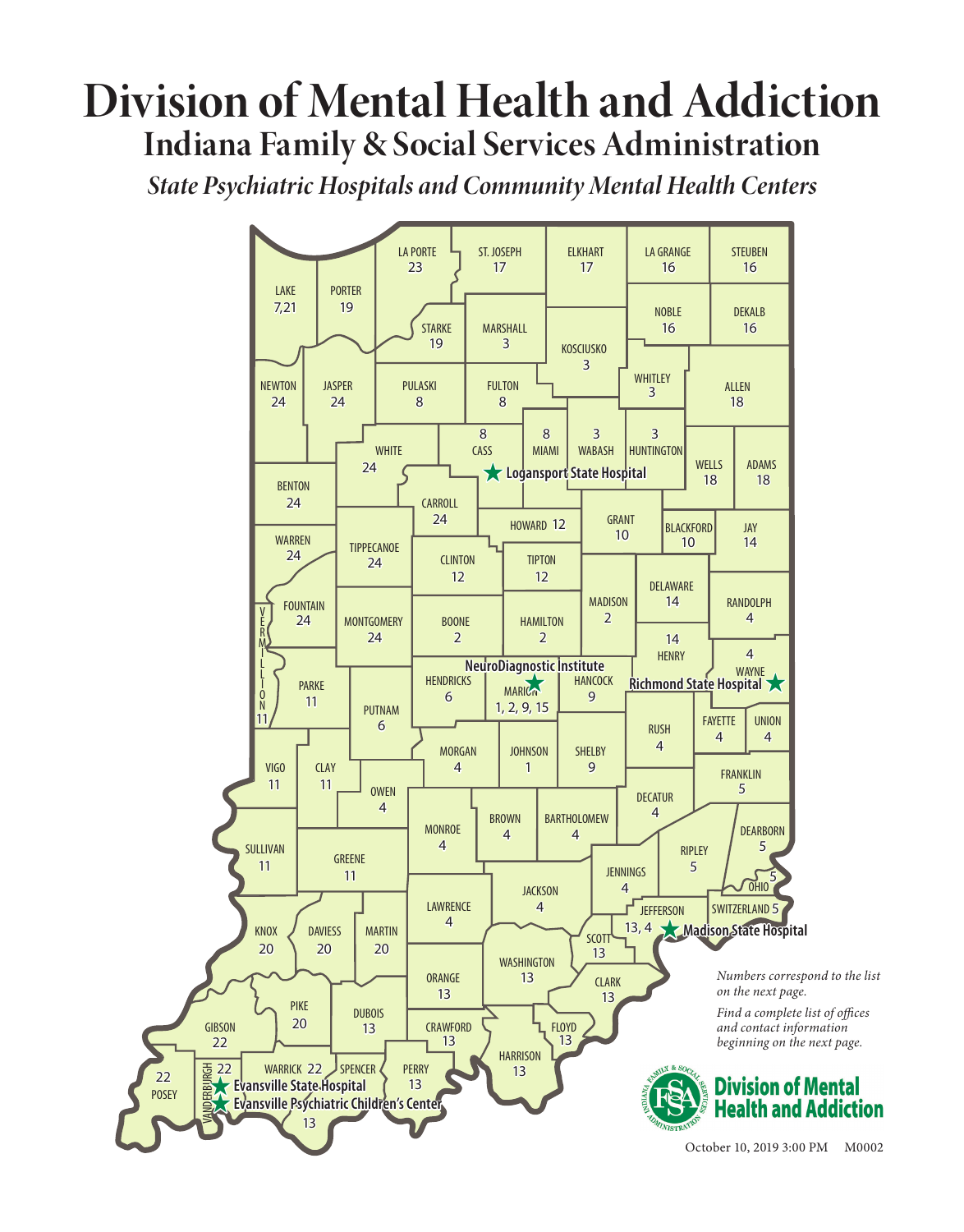# Division of Mental Health and Addiction

## Indiana Family & Social Services Administration

### *State Psychiatric Hospitals and Community Mental Health Centers*

| County | Number(s) |
|---|---|
| LAKE | 7,21 |
| PORTER | 19 |
| LA PORTE | 23 |
| ST. JOSEPH | 17 |
| ELKHART | 17 |
| LA GRANGE | 16 |
| STEUBEN | 16 |
| STARKE | 19 |
| MARSHALL | 3 |
| KOSCIUSKO | 3 |
| NOBLE | 16 |
| DEKALB | 16 |
| NEWTON | 24 |
| JASPER | 24 |
| PULASKI | 8 |
| FULTON | 8 |
| WHITLEY | 3 |
| ALLEN | 18 |
| WHITE | 24 |
| CASS | 8 |
| MIAMI | 8 |
| WABASH | 3 |
| HUNTINGTON | 3 |
| WELLS | 18 |
| ADAMS | 18 |
| BENTON | 24 |
| CARROLL | 24 |
| HOWARD | 12 |
| GRANT | 10 |
| BLACKFORD | 10 |
| JAY | 14 |
| WARREN | 24 |
| TIPPECANOE | 24 |
| CLINTON | 12 |
| TIPTON | 12 |
| MADISON | 2 |
| DELAWARE | 14 |
| RANDOLPH | 4 |
| FOUNTAIN | 24 |
| MONTGOMERY | 24 |
| BOONE | 2 |
| HAMILTON | 2 |
| HENRY | 14 |
| WAYNE | 4 |
| VERMILLION | 11 |
| PARKE | 11 |
| PUTNAM | 6 |
| HENDRICKS | 6 |
| MARION | 1, 2, 9, 15 |
| HANCOCK | 9 |
| RUSH | 4 |
| FAYETTE | 4 |
| UNION | 4 |
| VIGO | 11 |
| CLAY | 11 |
| OWEN | 4 |
| MORGAN | 4 |
| JOHNSON | 1 |
| SHELBY | 9 |
| FRANKLIN | 5 |
| DECATUR | 4 |
| SULLIVAN | 11 |
| GREENE | 11 |
| MONROE | 4 |
| BROWN | 4 |
| BARTHOLOMEW | 4 |
| DEARBORN | 5 |
| RIPLEY | 5 |
| JENNINGS | 4 |
| OHIO | 5 |
| JACKSON | 4 |
| LAWRENCE | 4 |
| JEFFERSON | 13, 4 |
| SWITZERLAND | 5 |
| KNOX | 20 |
| DAVIESS | 20 |
| MARTIN | 20 |
| SCOTT | 13 |
| WASHINGTON | 13 |
| ORANGE | 13 |
| CLARK | 13 |
| PIKE | 20 |
| DUBOIS | 13 |
| GIBSON | 22 |
| CRAWFORD | 13 |
| FLOYD | 13 |
| HARRISON | 13 |
| POSEY | 22 |
| VANDERBURGH | 22 |
| WARRICK | 22 |
| SPENCER | 13 |
| PERRY | 13 |

State psychiatric hospitals shown on map:
- Logansport State Hospital (Cass)
- NeuroDiagnostic Institute (Marion)
- Richmond State Hospital (Wayne)
- Madison State Hospital (Jefferson)
- Evansville State Hospital (Vanderburgh)
- Evansville Psychiatric Children's Center (Vanderburgh)

*Numbers correspond to the list on the next page.*

*Find a complete list of offices and contact information beginning on the next page.*

**Division of Mental Health and Addiction**

October 10, 2019 3:00 PM M0002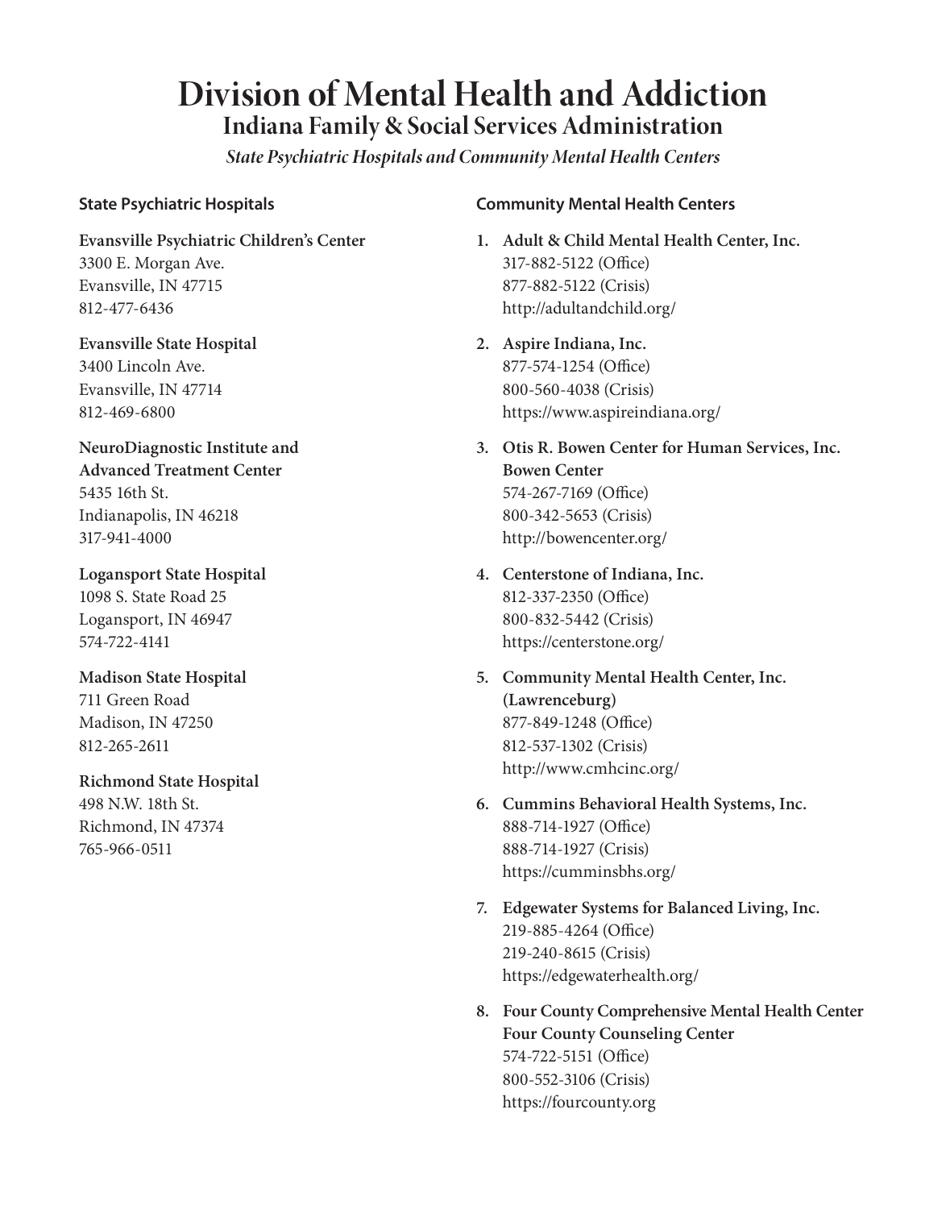# Division of Mental Health and Addiction

## Indiana Family & Social Services Administration

*State Psychiatric Hospitals and Community Mental Health Centers*

### State Psychiatric Hospitals

**Evansville Psychiatric Children's Center**
3300 E. Morgan Ave.
Evansville, IN 47715
812-477-6436

**Evansville State Hospital**
3400 Lincoln Ave.
Evansville, IN 47714
812-469-6800

**NeuroDiagnostic Institute and Advanced Treatment Center**
5435 16th St.
Indianapolis, IN 46218
317-941-4000

**Logansport State Hospital**
1098 S. State Road 25
Logansport, IN 46947
574-722-4141

**Madison State Hospital**
711 Green Road
Madison, IN 47250
812-265-2611

**Richmond State Hospital**
498 N.W. 18th St.
Richmond, IN 47374
765-966-0511

### Community Mental Health Centers

1. **Adult & Child Mental Health Center, Inc.**
   317-882-5122 (Office)
   877-882-5122 (Crisis)
   http://adultandchild.org/

2. **Aspire Indiana, Inc.**
   877-574-1254 (Office)
   800-560-4038 (Crisis)
   https://www.aspireindiana.org/

3. **Otis R. Bowen Center for Human Services, Inc.**
   **Bowen Center**
   574-267-7169 (Office)
   800-342-5653 (Crisis)
   http://bowencenter.org/

4. **Centerstone of Indiana, Inc.**
   812-337-2350 (Office)
   800-832-5442 (Crisis)
   https://centerstone.org/

5. **Community Mental Health Center, Inc. (Lawrenceburg)**
   877-849-1248 (Office)
   812-537-1302 (Crisis)
   http://www.cmhcinc.org/

6. **Cummins Behavioral Health Systems, Inc.**
   888-714-1927 (Office)
   888-714-1927 (Crisis)
   https://cumminsbhs.org/

7. **Edgewater Systems for Balanced Living, Inc.**
   219-885-4264 (Office)
   219-240-8615 (Crisis)
   https://edgewaterhealth.org/

8. **Four County Comprehensive Mental Health Center**
   **Four County Counseling Center**
   574-722-5151 (Office)
   800-552-3106 (Crisis)
   https://fourcounty.org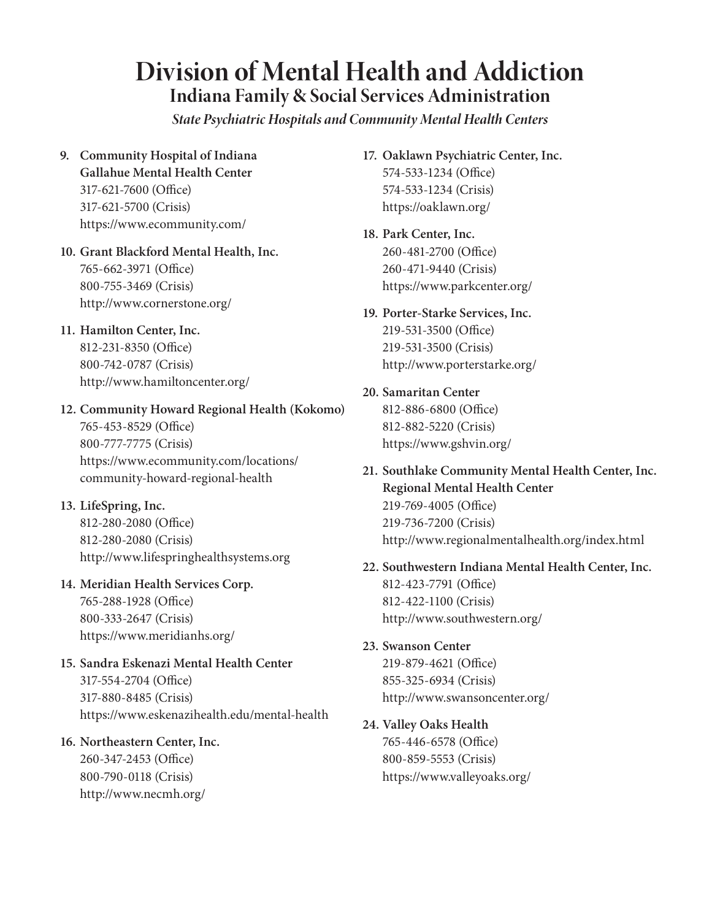# Division of Mental Health and Addiction

## Indiana Family & Social Services Administration

***State Psychiatric Hospitals and Community Mental Health Centers***

9. **Community Hospital of Indiana**
   **Gallahue Mental Health Center**
   317-621-7600 (Office)
   317-621-5700 (Crisis)
   https://www.ecommunity.com/

10. **Grant Blackford Mental Health, Inc.**
    765-662-3971 (Office)
    800-755-3469 (Crisis)
    http://www.cornerstone.org/

11. **Hamilton Center, Inc.**
    812-231-8350 (Office)
    800-742-0787 (Crisis)
    http://www.hamiltoncenter.org/

12. **Community Howard Regional Health (Kokomo)**
    765-453-8529 (Office)
    800-777-7775 (Crisis)
    https://www.ecommunity.com/locations/community-howard-regional-health

13. **LifeSpring, Inc.**
    812-280-2080 (Office)
    812-280-2080 (Crisis)
    http://www.lifespringhealthsystems.org

14. **Meridian Health Services Corp.**
    765-288-1928 (Office)
    800-333-2647 (Crisis)
    https://www.meridianhs.org/

15. **Sandra Eskenazi Mental Health Center**
    317-554-2704 (Office)
    317-880-8485 (Crisis)
    https://www.eskenazihealth.edu/mental-health

16. **Northeastern Center, Inc.**
    260-347-2453 (Office)
    800-790-0118 (Crisis)
    http://www.necmh.org/

17. **Oaklawn Psychiatric Center, Inc.**
    574-533-1234 (Office)
    574-533-1234 (Crisis)
    https://oaklawn.org/

18. **Park Center, Inc.**
    260-481-2700 (Office)
    260-471-9440 (Crisis)
    https://www.parkcenter.org/

19. **Porter-Starke Services, Inc.**
    219-531-3500 (Office)
    219-531-3500 (Crisis)
    http://www.porterstarke.org/

20. **Samaritan Center**
    812-886-6800 (Office)
    812-882-5220 (Crisis)
    https://www.gshvin.org/

21. **Southlake Community Mental Health Center, Inc.**
    **Regional Mental Health Center**
    219-769-4005 (Office)
    219-736-7200 (Crisis)
    http://www.regionalmentalhealth.org/index.html

22. **Southwestern Indiana Mental Health Center, Inc.**
    812-423-7791 (Office)
    812-422-1100 (Crisis)
    http://www.southwestern.org/

23. **Swanson Center**
    219-879-4621 (Office)
    855-325-6934 (Crisis)
    http://www.swansoncenter.org/

24. **Valley Oaks Health**
    765-446-6578 (Office)
    800-859-5553 (Crisis)
    https://www.valleyoaks.org/